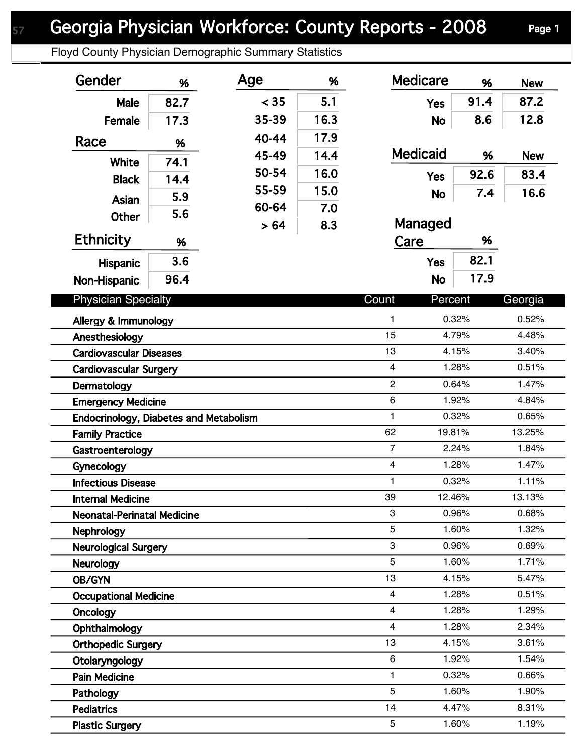# Georgia Physician Workforce: County Reports - 2008

Floyd County Physician Demographic Summary Statistics

| Gender | % |
|---|---|
| Male | 82.7 |
| Female | 17.3 |

| Race | % |
|---|---|
| White | 74.1 |
| Black | 14.4 |
| Asian | 5.9 |
| Other | 5.6 |

| Ethnicity | % |
|---|---|
| Hispanic | 3.6 |
| Non-Hispanic | 96.4 |

| Age | % |
|---|---|
| < 35 | 5.1 |
| 35-39 | 16.3 |
| 40-44 | 17.9 |
| 45-49 | 14.4 |
| 50-54 | 16.0 |
| 55-59 | 15.0 |
| 60-64 | 7.0 |
| > 64 | 8.3 |

| Medicare | % | New |
|---|---|---|
| Yes | 91.4 | 87.2 |
| No | 8.6 | 12.8 |

| Medicaid | % | New |
|---|---|---|
| Yes | 92.6 | 83.4 |
| No | 7.4 | 16.6 |

| Managed Care | % |
|---|---|
| Yes | 82.1 |
| No | 17.9 |

| Physician Specialty | Count | Percent | Georgia |
|---|---|---|---|
| Allergy & Immunology | 1 | 0.32% | 0.52% |
| Anesthesiology | 15 | 4.79% | 4.48% |
| Cardiovascular Diseases | 13 | 4.15% | 3.40% |
| Cardiovascular Surgery | 4 | 1.28% | 0.51% |
| Dermatology | 2 | 0.64% | 1.47% |
| Emergency Medicine | 6 | 1.92% | 4.84% |
| Endocrinology, Diabetes and Metabolism | 1 | 0.32% | 0.65% |
| Family Practice | 62 | 19.81% | 13.25% |
| Gastroenterology | 7 | 2.24% | 1.84% |
| Gynecology | 4 | 1.28% | 1.47% |
| Infectious Disease | 1 | 0.32% | 1.11% |
| Internal Medicine | 39 | 12.46% | 13.13% |
| Neonatal-Perinatal Medicine | 3 | 0.96% | 0.68% |
| Nephrology | 5 | 1.60% | 1.32% |
| Neurological Surgery | 3 | 0.96% | 0.69% |
| Neurology | 5 | 1.60% | 1.71% |
| OB/GYN | 13 | 4.15% | 5.47% |
| Occupational Medicine | 4 | 1.28% | 0.51% |
| Oncology | 4 | 1.28% | 1.29% |
| Ophthalmology | 4 | 1.28% | 2.34% |
| Orthopedic Surgery | 13 | 4.15% | 3.61% |
| Otolaryngology | 6 | 1.92% | 1.54% |
| Pain Medicine | 1 | 0.32% | 0.66% |
| Pathology | 5 | 1.60% | 1.90% |
| Pediatrics | 14 | 4.47% | 8.31% |
| Plastic Surgery | 5 | 1.60% | 1.19% |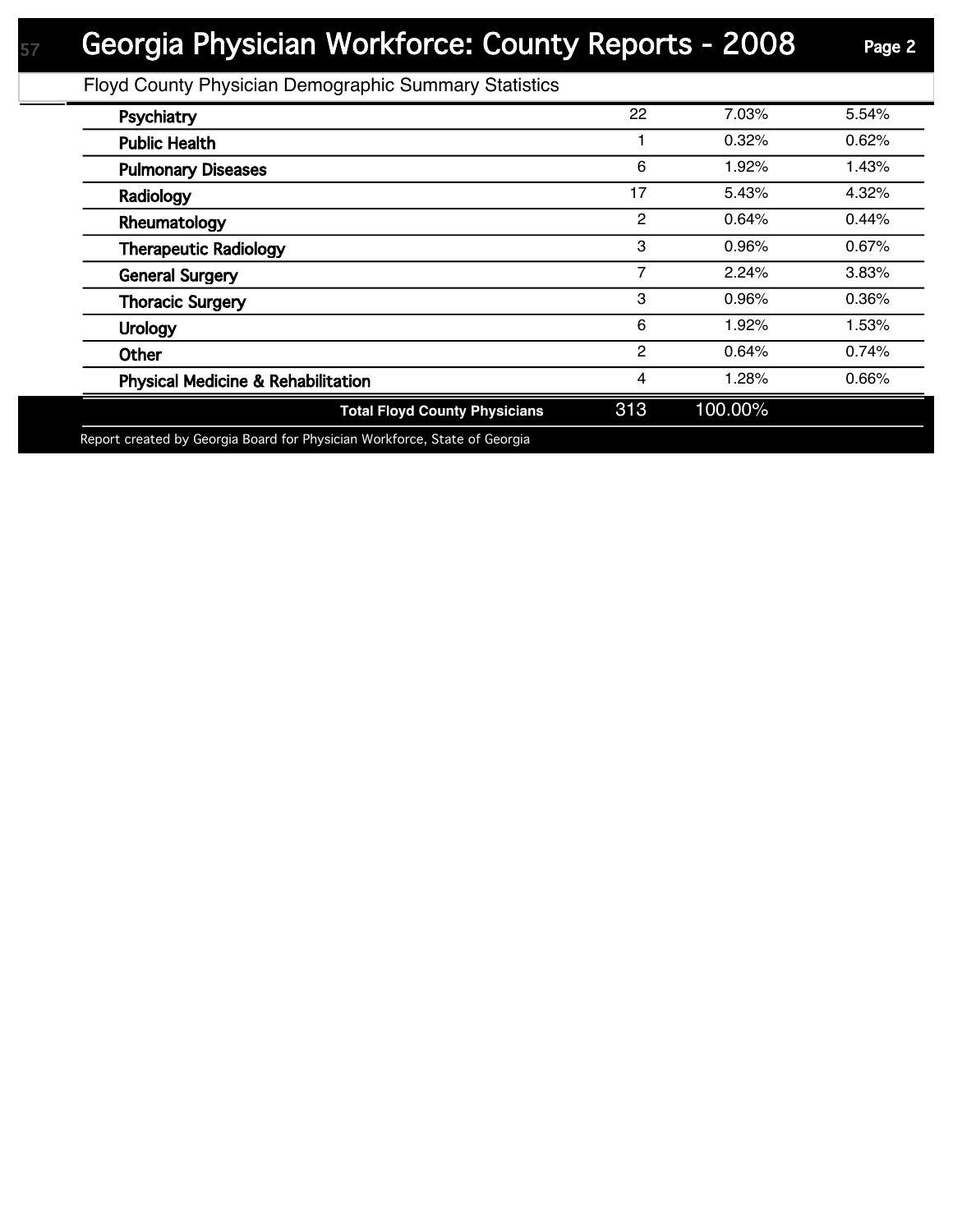Floyd County Physician Demographic Summary Statistics

| | | | |
|---|---|---|---|
| **Psychiatry** | 22 | 7.03% | 5.54% |
| **Public Health** | 1 | 0.32% | 0.62% |
| **Pulmonary Diseases** | 6 | 1.92% | 1.43% |
| **Radiology** | 17 | 5.43% | 4.32% |
| **Rheumatology** | 2 | 0.64% | 0.44% |
| **Therapeutic Radiology** | 3 | 0.96% | 0.67% |
| **General Surgery** | 7 | 2.24% | 3.83% |
| **Thoracic Surgery** | 3 | 0.96% | 0.36% |
| **Urology** | 6 | 1.92% | 1.53% |
| **Other** | 2 | 0.64% | 0.74% |
| **Physical Medicine & Rehabilitation** | 4 | 1.28% | 0.66% |
| **Total Floyd County Physicians** | 313 | 100.00% | |

Report created by Georgia Board for Physician Workforce, State of Georgia